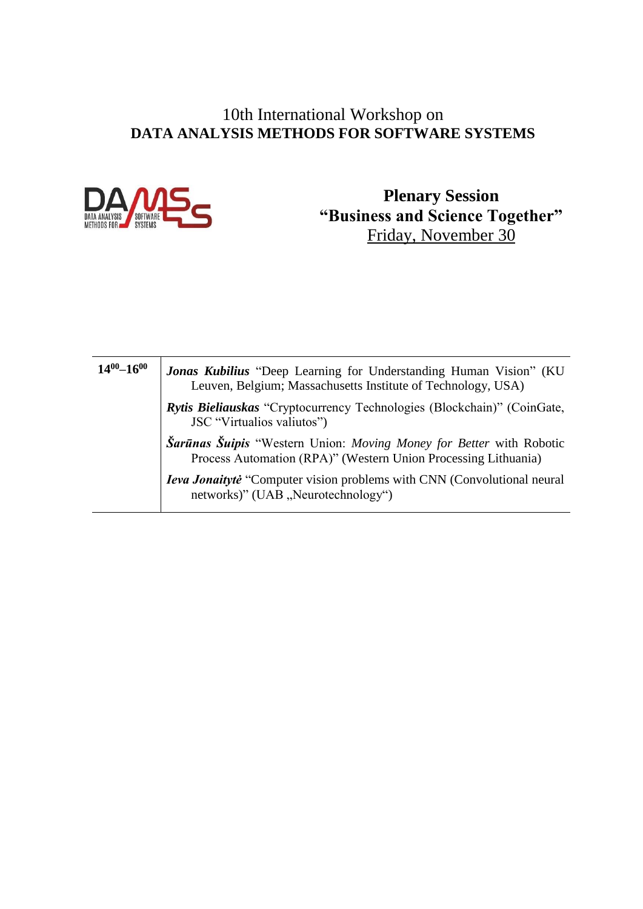10th International Workshop on
# DATA ANALYSIS METHODS FOR SOFTWARE SYSTEMS

## Plenary Session
## “Business and Science Together”
Friday, November 30

| | |
|---|---|
| **$14^{00}$–$16^{00}$** | ***Jonas Kubilius*** “Deep Learning for Understanding Human Vision” (KU Leuven, Belgium; Massachusetts Institute of Technology, USA) |
| | ***Rytis Bieliauskas*** “Cryptocurrency Technologies (Blockchain)” (CoinGate, JSC “Virtualios valiutos”) |
| | ***Šarūnas Šuipis*** “Western Union: *Moving Money for Better* with Robotic Process Automation (RPA)” (Western Union Processing Lithuania) |
| | ***Ieva Jonaitytė*** “Computer vision problems with CNN (Convolutional neural networks)” (UAB „Neurotechnology“) |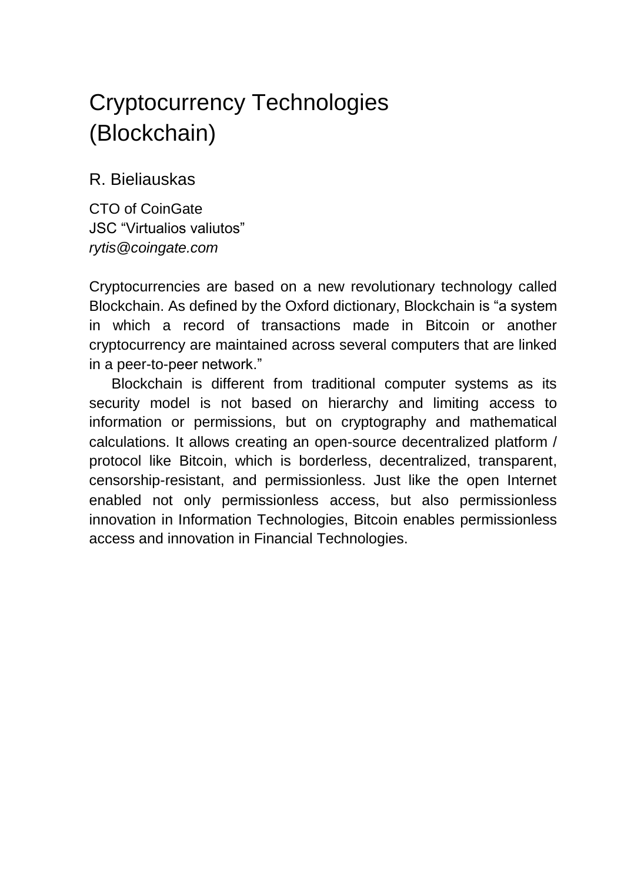# Cryptocurrency Technologies (Blockchain)

## R. Bieliauskas

CTO of CoinGate  
JSC “Virtualios valiutos”  
*rytis@coingate.com*

Cryptocurrencies are based on a new revolutionary technology called Blockchain. As defined by the Oxford dictionary, Blockchain is “a system in which a record of transactions made in Bitcoin or another cryptocurrency are maintained across several computers that are linked in a peer-to-peer network.”

Blockchain is different from traditional computer systems as its security model is not based on hierarchy and limiting access to information or permissions, but on cryptography and mathematical calculations. It allows creating an open-source decentralized platform / protocol like Bitcoin, which is borderless, decentralized, transparent, censorship-resistant, and permissionless. Just like the open Internet enabled not only permissionless access, but also permissionless innovation in Information Technologies, Bitcoin enables permissionless access and innovation in Financial Technologies.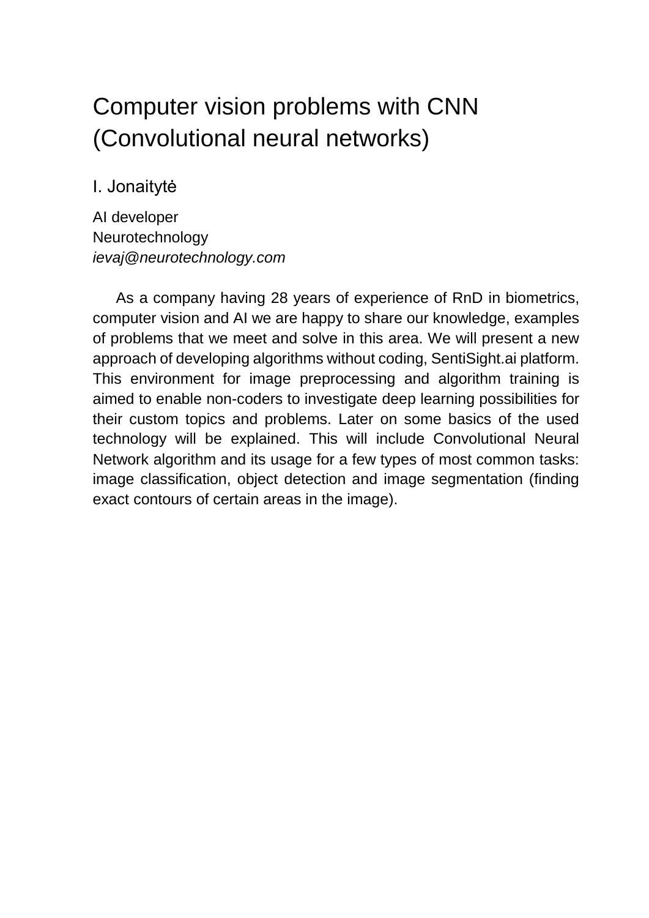# Computer vision problems with CNN (Convolutional neural networks)

I. Jonaitytė

AI developer
Neurotechnology
*ievaj@neurotechnology.com*

As a company having 28 years of experience of RnD in biometrics, computer vision and AI we are happy to share our knowledge, examples of problems that we meet and solve in this area. We will present a new approach of developing algorithms without coding, SentiSight.ai platform. This environment for image preprocessing and algorithm training is aimed to enable non-coders to investigate deep learning possibilities for their custom topics and problems. Later on some basics of the used technology will be explained. This will include Convolutional Neural Network algorithm and its usage for a few types of most common tasks: image classification, object detection and image segmentation (finding exact contours of certain areas in the image).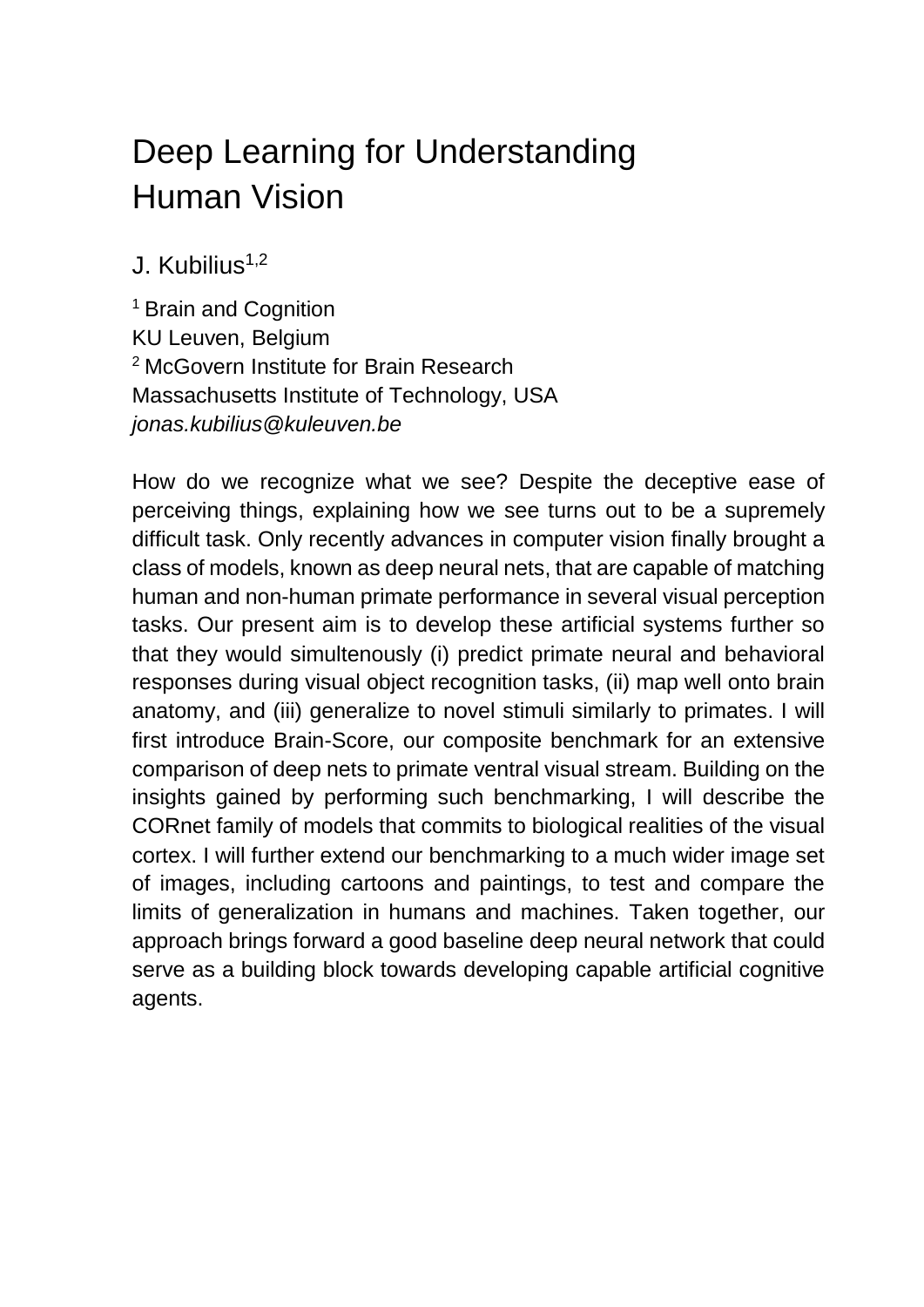# Deep Learning for Understanding Human Vision

J. Kubilius[1,2]

[1] Brain and Cognition
KU Leuven, Belgium
[2] McGovern Institute for Brain Research
Massachusetts Institute of Technology, USA
*jonas.kubilius@kuleuven.be*

How do we recognize what we see? Despite the deceptive ease of perceiving things, explaining how we see turns out to be a supremely difficult task. Only recently advances in computer vision finally brought a class of models, known as deep neural nets, that are capable of matching human and non-human primate performance in several visual perception tasks. Our present aim is to develop these artificial systems further so that they would simultenously (i) predict primate neural and behavioral responses during visual object recognition tasks, (ii) map well onto brain anatomy, and (iii) generalize to novel stimuli similarly to primates. I will first introduce Brain-Score, our composite benchmark for an extensive comparison of deep nets to primate ventral visual stream. Building on the insights gained by performing such benchmarking, I will describe the CORnet family of models that commits to biological realities of the visual cortex. I will further extend our benchmarking to a much wider image set of images, including cartoons and paintings, to test and compare the limits of generalization in humans and machines. Taken together, our approach brings forward a good baseline deep neural network that could serve as a building block towards developing capable artificial cognitive agents.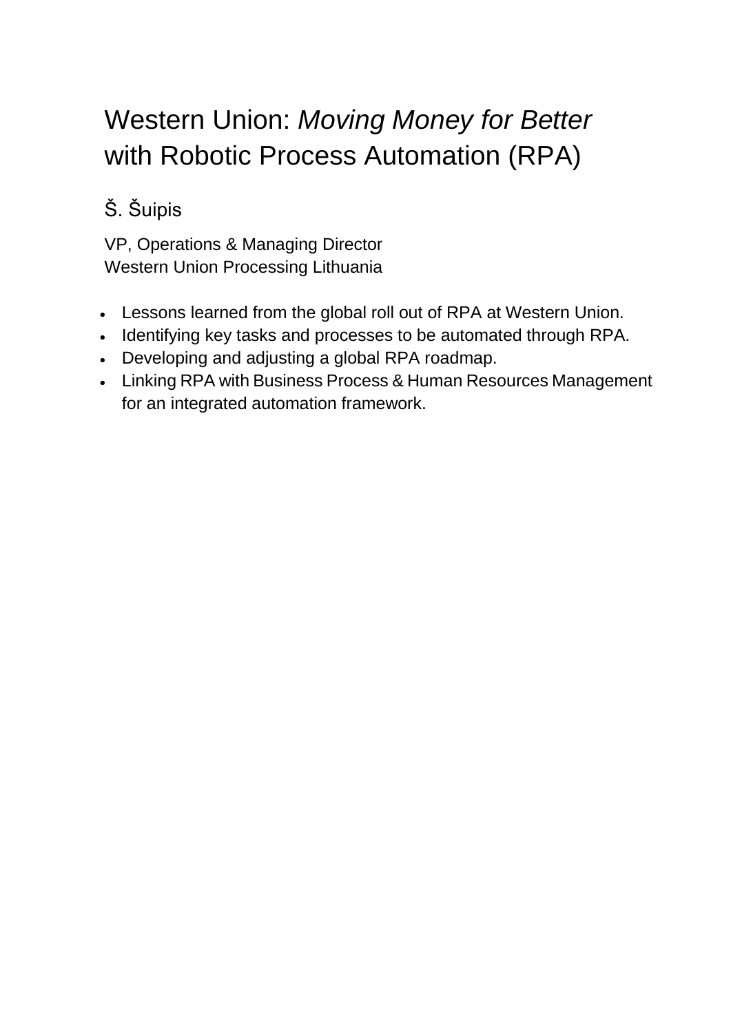# Western Union: *Moving Money for Better* with Robotic Process Automation (RPA)

## Š. Šuipis

VP, Operations & Managing Director
Western Union Processing Lithuania

- Lessons learned from the global roll out of RPA at Western Union.
- Identifying key tasks and processes to be automated through RPA.
- Developing and adjusting a global RPA roadmap.
- Linking RPA with Business Process & Human Resources Management for an integrated automation framework.